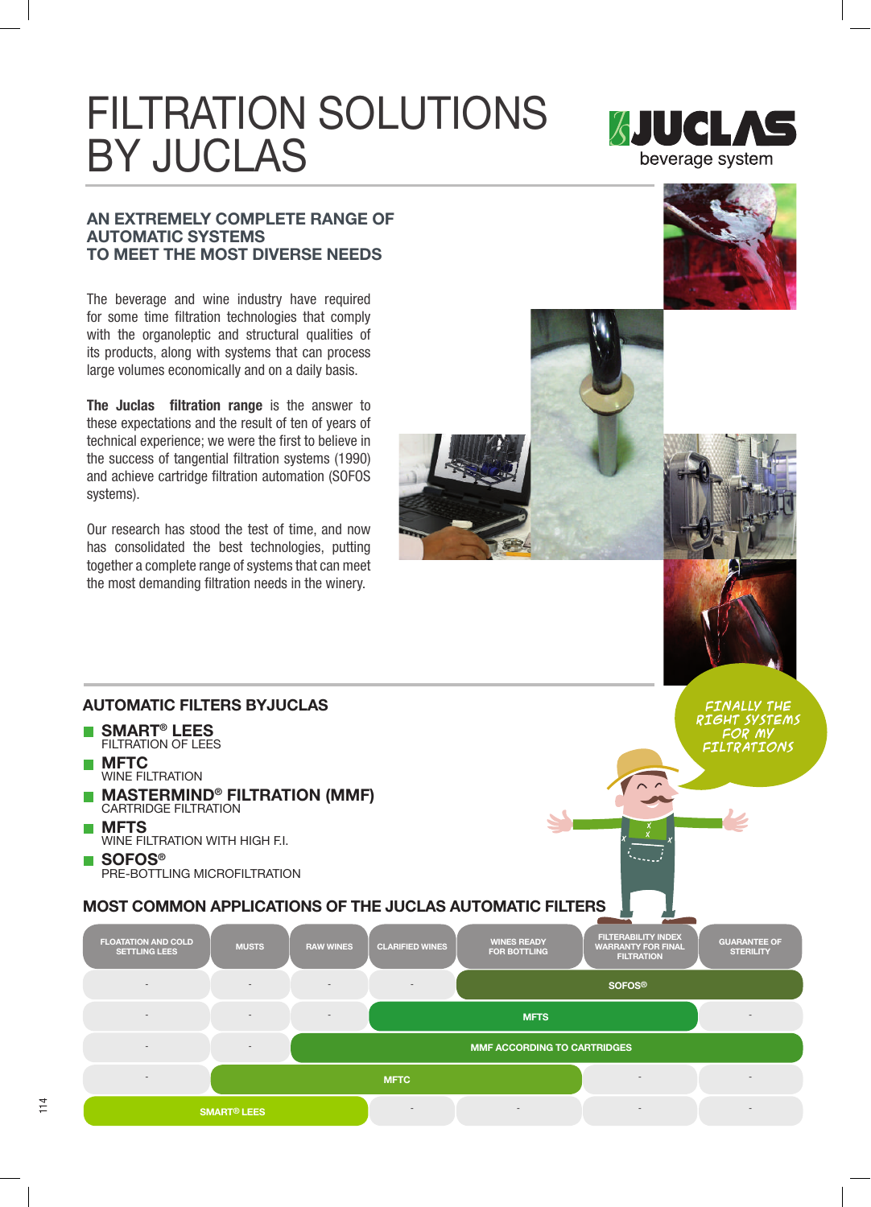# FILTRATION SOLUTIONS BY JUCLAS

## AN EXTREMELY COMPLETE RANGE OF AUTOMATIC SYSTEMS TO MEET THE MOST DIVERSE NEEDS

The beverage and wine industry have required for some time filtration technologies that comply with the organoleptic and structural qualities of its products, along with systems that can process large volumes economically and on a daily basis.

**The Juclas filtration range** is the answer to these expectations and the result of ten of years of technical experience; we were the first to believe in the success of tangential filtration systems (1990) and achieve cartridge filtration automation (SOFOS systems).

Our research has stood the test of time, and now has consolidated the best technologies, putting together a complete range of systems that can meet the most demanding filtration needs in the winery.

## AUTOMATIC FILTERS BYJUCLAS

- **SMART® LEES**
  FILTRATION OF LEES
- **MFTC**
  WINE FILTRATION
- **MASTERMIND® FILTRATION (MMF)**
  CARTRIDGE FILTRATION
- **MFTS**
  WINE FILTRATION WITH HIGH F.I.
- **SOFOS®**
  PRE-BOTTLING MICROFILTRATION

## MOST COMMON APPLICATIONS OF THE JUCLAS AUTOMATIC FILTERS

| FLOATATION AND COLD SETTLING LEES | MUSTS | RAW WINES | CLARIFIED WINES | WINES READY FOR BOTTLING | FILTERABILITY INDEX WARRANTY FOR FINAL FILTRATION | GUARANTEE OF STERILITY |
|---|---|---|---|---|---|---|
| - | - | - | - | SOFOS® | SOFOS® | SOFOS® |
| - | - | - | MFTS | MFTS | MFTS | - |
| - | - | MMF ACCORDING TO CARTRIDGES | MMF ACCORDING TO CARTRIDGES | MMF ACCORDING TO CARTRIDGES | MMF ACCORDING TO CARTRIDGES | MMF ACCORDING TO CARTRIDGES |
| - | MFTC | MFTC | MFTC | MFTC | - | - |
| SMART® LEES | SMART® LEES | - | - | - | - | - |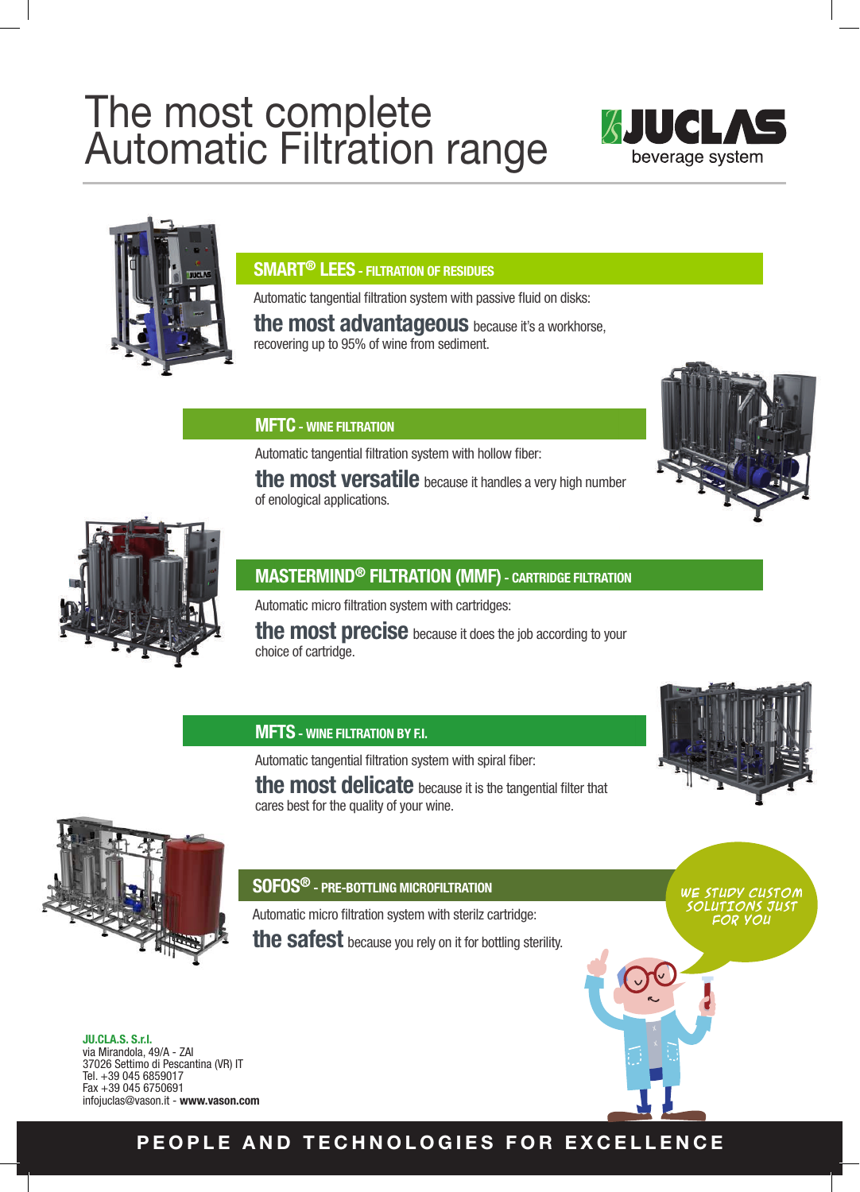# The most complete Automatic Filtration range

JUCLAS beverage system

## SMART® LEES - FILTRATION OF RESIDUES

Automatic tangential filtration system with passive fluid on disks:

**the most advantageous** because it's a workhorse, recovering up to 95% of wine from sediment.

## MFTC - WINE FILTRATION

Automatic tangential filtration system with hollow fiber:

**the most versatile** because it handles a very high number of enological applications.

## MASTERMIND® FILTRATION (MMF) - CARTRIDGE FILTRATION

Automatic micro filtration system with cartridges:

**the most precise** because it does the job according to your choice of cartridge.

## MFTS - WINE FILTRATION BY F.I.

Automatic tangential filtration system with spiral fiber:

**the most delicate** because it is the tangential filter that cares best for the quality of your wine.

## SOFOS® - PRE-BOTTLING MICROFILTRATION

Automatic micro filtration system with sterilz cartridge:

**the safest** because you rely on it for bottling sterility.

WE STUDY CUSTOM SOLUTIONS JUST FOR YOU

**JU.CLA.S. S.r.l.**
via Mirandola, 49/A - ZAI
37026 Settimo di Pescantina (VR) IT
Tel. +39 045 6859017
Fax +39 045 6750691
infojuclas@vason.it - **www.vason.com**

PEOPLE AND TECHNOLOGIES FOR EXCELLENCE